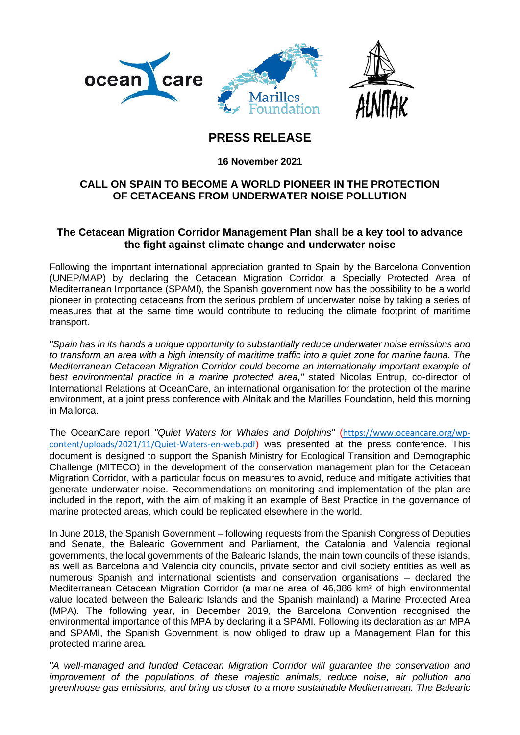# PRESS RELEASE

**16 November 2021**

## CALL ON SPAIN TO BECOME A WORLD PIONEER IN THE PROTECTION OF CETACEANS FROM UNDERWATER NOISE POLLUTION

### The Cetacean Migration Corridor Management Plan shall be a key tool to advance the fight against climate change and underwater noise

Following the important international appreciation granted to Spain by the Barcelona Convention (UNEP/MAP) by declaring the Cetacean Migration Corridor a Specially Protected Area of Mediterranean Importance (SPAMI), the Spanish government now has the possibility to be a world pioneer in protecting cetaceans from the serious problem of underwater noise by taking a series of measures that at the same time would contribute to reducing the climate footprint of maritime transport.

*"Spain has in its hands a unique opportunity to substantially reduce underwater noise emissions and to transform an area with a high intensity of maritime traffic into a quiet zone for marine fauna. The Mediterranean Cetacean Migration Corridor could become an internationally important example of best environmental practice in a marine protected area,"* stated Nicolas Entrup, co-director of International Relations at OceanCare, an international organisation for the protection of the marine environment, at a joint press conference with Alnitak and the Marilles Foundation, held this morning in Mallorca.

The OceanCare report *"Quiet Waters for Whales and Dolphins"* (https://www.oceancare.org/wp-content/uploads/2021/11/Quiet-Waters-en-web.pdf) was presented at the press conference. This document is designed to support the Spanish Ministry for Ecological Transition and Demographic Challenge (MITECO) in the development of the conservation management plan for the Cetacean Migration Corridor, with a particular focus on measures to avoid, reduce and mitigate activities that generate underwater noise. Recommendations on monitoring and implementation of the plan are included in the report, with the aim of making it an example of Best Practice in the governance of marine protected areas, which could be replicated elsewhere in the world.

In June 2018, the Spanish Government – following requests from the Spanish Congress of Deputies and Senate, the Balearic Government and Parliament, the Catalonia and Valencia regional governments, the local governments of the Balearic Islands, the main town councils of these islands, as well as Barcelona and Valencia city councils, private sector and civil society entities as well as numerous Spanish and international scientists and conservation organisations – declared the Mediterranean Cetacean Migration Corridor (a marine area of 46,386 km² of high environmental value located between the Balearic Islands and the Spanish mainland) a Marine Protected Area (MPA). The following year, in December 2019, the Barcelona Convention recognised the environmental importance of this MPA by declaring it a SPAMI. Following its declaration as an MPA and SPAMI, the Spanish Government is now obliged to draw up a Management Plan for this protected marine area.

*"A well-managed and funded Cetacean Migration Corridor will guarantee the conservation and improvement of the populations of these majestic animals, reduce noise, air pollution and greenhouse gas emissions, and bring us closer to a more sustainable Mediterranean. The Balearic*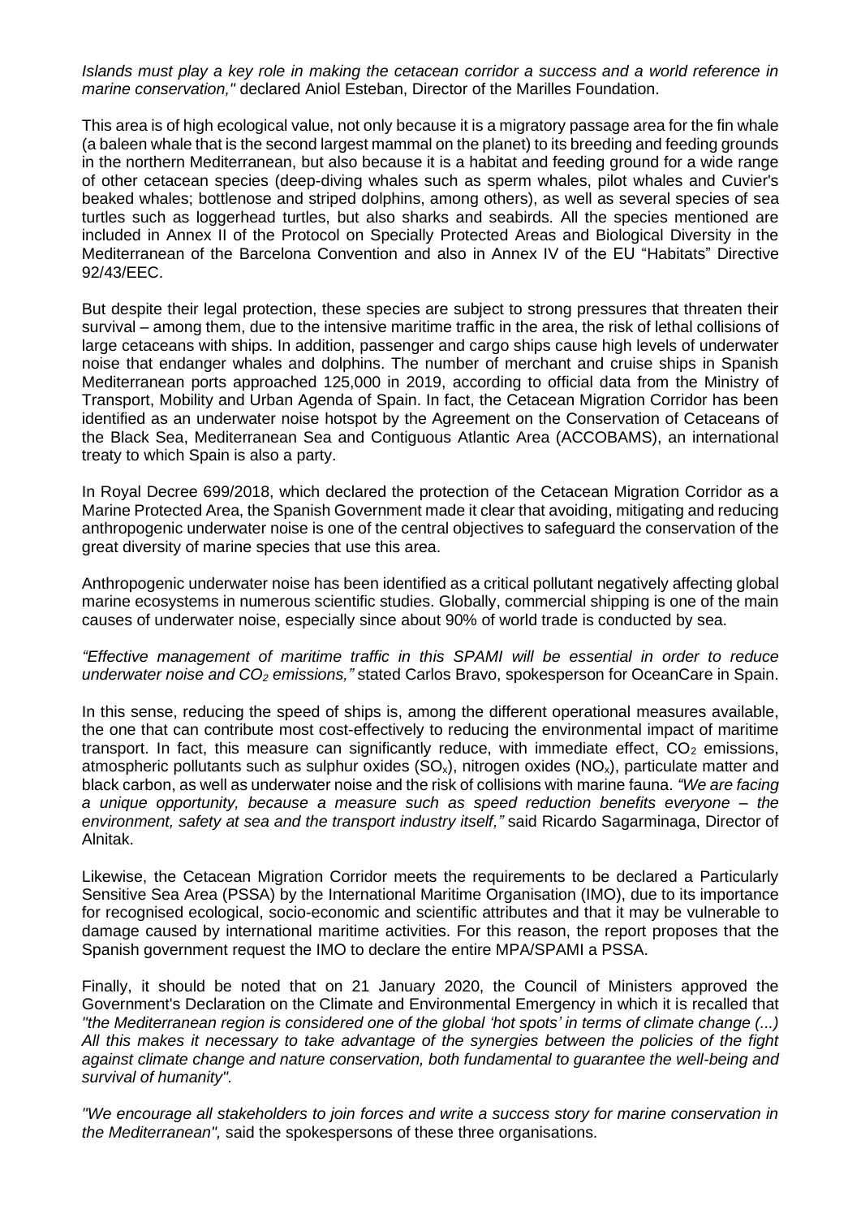*Islands must play a key role in making the cetacean corridor a success and a world reference in marine conservation,"* declared Aniol Esteban, Director of the Marilles Foundation.

This area is of high ecological value, not only because it is a migratory passage area for the fin whale (a baleen whale that is the second largest mammal on the planet) to its breeding and feeding grounds in the northern Mediterranean, but also because it is a habitat and feeding ground for a wide range of other cetacean species (deep-diving whales such as sperm whales, pilot whales and Cuvier's beaked whales; bottlenose and striped dolphins, among others), as well as several species of sea turtles such as loggerhead turtles, but also sharks and seabirds. All the species mentioned are included in Annex II of the Protocol on Specially Protected Areas and Biological Diversity in the Mediterranean of the Barcelona Convention and also in Annex IV of the EU "Habitats" Directive 92/43/EEC.

But despite their legal protection, these species are subject to strong pressures that threaten their survival – among them, due to the intensive maritime traffic in the area, the risk of lethal collisions of large cetaceans with ships. In addition, passenger and cargo ships cause high levels of underwater noise that endanger whales and dolphins. The number of merchant and cruise ships in Spanish Mediterranean ports approached 125,000 in 2019, according to official data from the Ministry of Transport, Mobility and Urban Agenda of Spain. In fact, the Cetacean Migration Corridor has been identified as an underwater noise hotspot by the Agreement on the Conservation of Cetaceans of the Black Sea, Mediterranean Sea and Contiguous Atlantic Area (ACCOBAMS), an international treaty to which Spain is also a party.

In Royal Decree 699/2018, which declared the protection of the Cetacean Migration Corridor as a Marine Protected Area, the Spanish Government made it clear that avoiding, mitigating and reducing anthropogenic underwater noise is one of the central objectives to safeguard the conservation of the great diversity of marine species that use this area.

Anthropogenic underwater noise has been identified as a critical pollutant negatively affecting global marine ecosystems in numerous scientific studies. Globally, commercial shipping is one of the main causes of underwater noise, especially since about 90% of world trade is conducted by sea.

*"Effective management of maritime traffic in this SPAMI will be essential in order to reduce underwater noise and $CO_2$ emissions,"* stated Carlos Bravo, spokesperson for OceanCare in Spain.

In this sense, reducing the speed of ships is, among the different operational measures available, the one that can contribute most cost-effectively to reducing the environmental impact of maritime transport. In fact, this measure can significantly reduce, with immediate effect, $CO_2$ emissions, atmospheric pollutants such as sulphur oxides ($SO_x$), nitrogen oxides ($NO_x$), particulate matter and black carbon, as well as underwater noise and the risk of collisions with marine fauna. *"We are facing a unique opportunity, because a measure such as speed reduction benefits everyone – the environment, safety at sea and the transport industry itself,"* said Ricardo Sagarminaga, Director of Alnitak.

Likewise, the Cetacean Migration Corridor meets the requirements to be declared a Particularly Sensitive Sea Area (PSSA) by the International Maritime Organisation (IMO), due to its importance for recognised ecological, socio-economic and scientific attributes and that it may be vulnerable to damage caused by international maritime activities. For this reason, the report proposes that the Spanish government request the IMO to declare the entire MPA/SPAMI a PSSA.

Finally, it should be noted that on 21 January 2020, the Council of Ministers approved the Government's Declaration on the Climate and Environmental Emergency in which it is recalled that *"the Mediterranean region is considered one of the global 'hot spots' in terms of climate change (...) All this makes it necessary to take advantage of the synergies between the policies of the fight against climate change and nature conservation, both fundamental to guarantee the well-being and survival of humanity"*.

*"We encourage all stakeholders to join forces and write a success story for marine conservation in the Mediterranean",* said the spokespersons of these three organisations.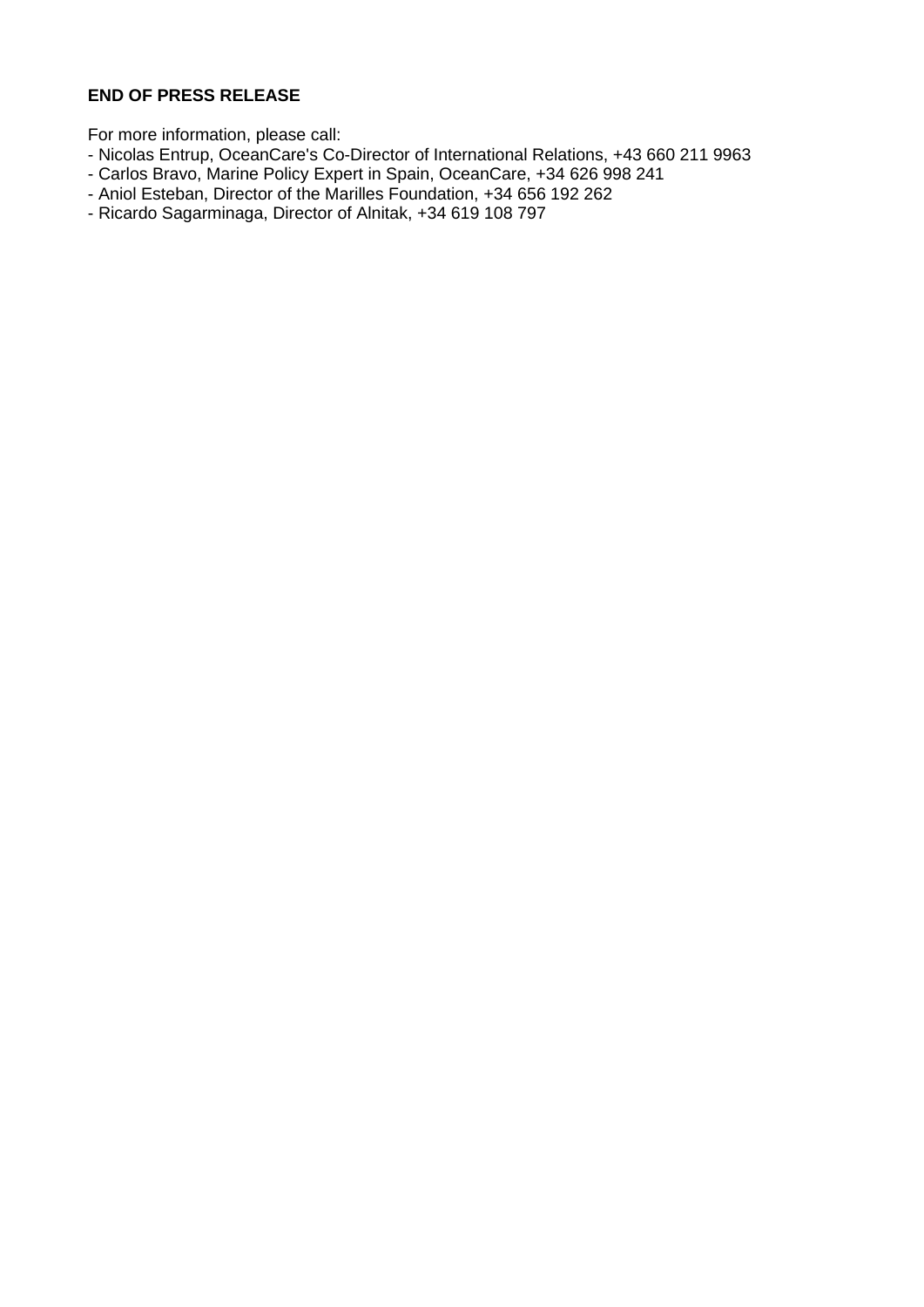**END OF PRESS RELEASE**

For more information, please call:

- Nicolas Entrup, OceanCare's Co-Director of International Relations, +43 660 211 9963
- Carlos Bravo, Marine Policy Expert in Spain, OceanCare, +34 626 998 241
- Aniol Esteban, Director of the Marilles Foundation, +34 656 192 262
- Ricardo Sagarminaga, Director of Alnitak, +34 619 108 797